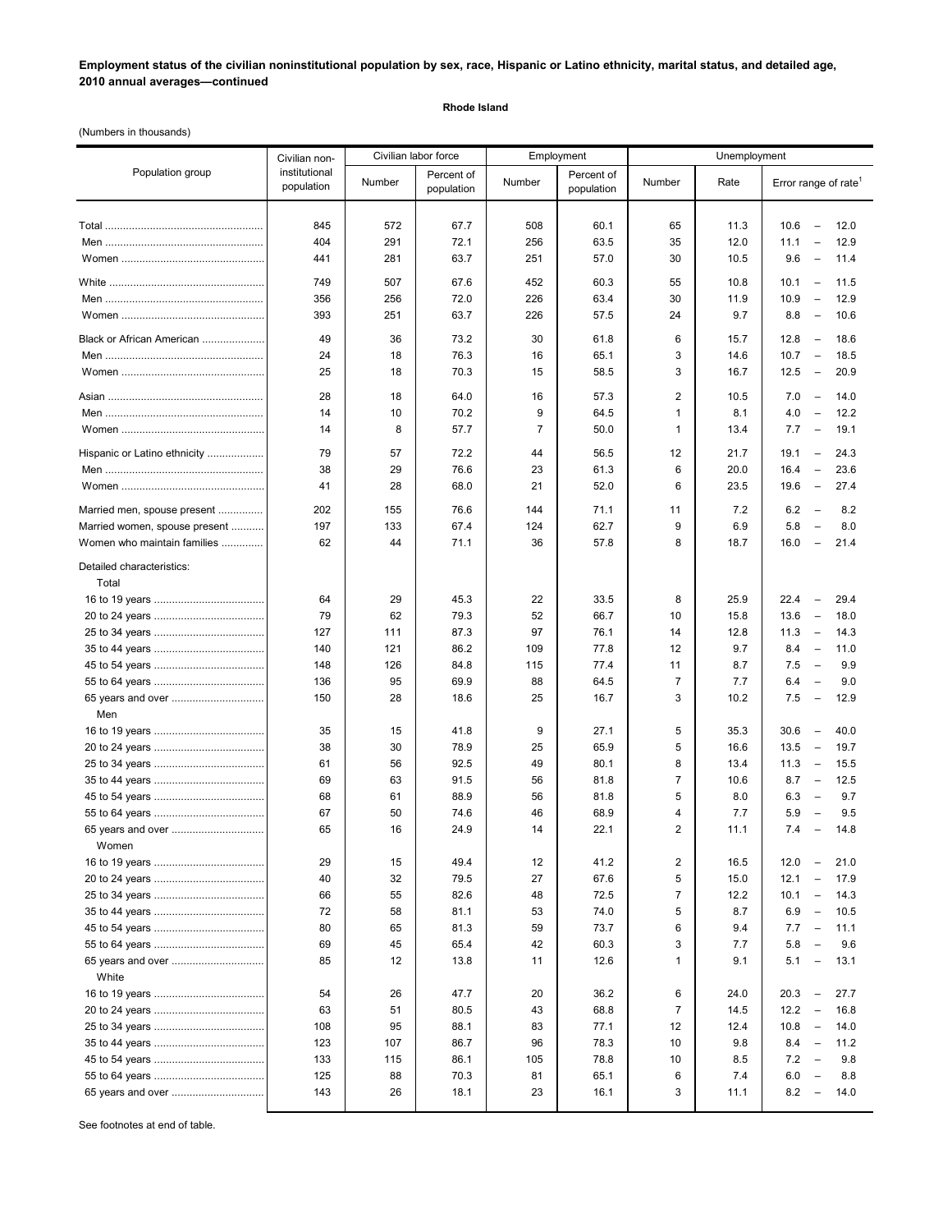**Employment status of the civilian noninstitutional population by sex, race, Hispanic or Latino ethnicity, marital status, and detailed age, 2010 annual averages—continued**

**Rhode Island**

(Numbers in thousands)

| Population group | Civilian noninstitutional population | Civilian labor force | | Employment | | Unemployment | | |
|---|---|---|---|---|---|---|---|---|
| | | Number | Percent of population | Number | Percent of population | Number | Rate | Error range of rate[1] |
| Total | 845 | 572 | 67.7 | 508 | 60.1 | 65 | 11.3 | 10.6 – 12.0 |
| Men | 404 | 291 | 72.1 | 256 | 63.5 | 35 | 12.0 | 11.1 – 12.9 |
| Women | 441 | 281 | 63.7 | 251 | 57.0 | 30 | 10.5 | 9.6 – 11.4 |
| White | 749 | 507 | 67.6 | 452 | 60.3 | 55 | 10.8 | 10.1 – 11.5 |
| Men | 356 | 256 | 72.0 | 226 | 63.4 | 30 | 11.9 | 10.9 – 12.9 |
| Women | 393 | 251 | 63.7 | 226 | 57.5 | 24 | 9.7 | 8.8 – 10.6 |
| Black or African American | 49 | 36 | 73.2 | 30 | 61.8 | 6 | 15.7 | 12.8 – 18.6 |
| Men | 24 | 18 | 76.3 | 16 | 65.1 | 3 | 14.6 | 10.7 – 18.5 |
| Women | 25 | 18 | 70.3 | 15 | 58.5 | 3 | 16.7 | 12.5 – 20.9 |
| Asian | 28 | 18 | 64.0 | 16 | 57.3 | 2 | 10.5 | 7.0 – 14.0 |
| Men | 14 | 10 | 70.2 | 9 | 64.5 | 1 | 8.1 | 4.0 – 12.2 |
| Women | 14 | 8 | 57.7 | 7 | 50.0 | 1 | 13.4 | 7.7 – 19.1 |
| Hispanic or Latino ethnicity | 79 | 57 | 72.2 | 44 | 56.5 | 12 | 21.7 | 19.1 – 24.3 |
| Men | 38 | 29 | 76.6 | 23 | 61.3 | 6 | 20.0 | 16.4 – 23.6 |
| Women | 41 | 28 | 68.0 | 21 | 52.0 | 6 | 23.5 | 19.6 – 27.4 |
| Married men, spouse present | 202 | 155 | 76.6 | 144 | 71.1 | 11 | 7.2 | 6.2 – 8.2 |
| Married women, spouse present | 197 | 133 | 67.4 | 124 | 62.7 | 9 | 6.9 | 5.8 – 8.0 |
| Women who maintain families | 62 | 44 | 71.1 | 36 | 57.8 | 8 | 18.7 | 16.0 – 21.4 |
| Detailed characteristics: | | | | | | | | |
| Total | | | | | | | | |
| 16 to 19 years | 64 | 29 | 45.3 | 22 | 33.5 | 8 | 25.9 | 22.4 – 29.4 |
| 20 to 24 years | 79 | 62 | 79.3 | 52 | 66.7 | 10 | 15.8 | 13.6 – 18.0 |
| 25 to 34 years | 127 | 111 | 87.3 | 97 | 76.1 | 14 | 12.8 | 11.3 – 14.3 |
| 35 to 44 years | 140 | 121 | 86.2 | 109 | 77.8 | 12 | 9.7 | 8.4 – 11.0 |
| 45 to 54 years | 148 | 126 | 84.8 | 115 | 77.4 | 11 | 8.7 | 7.5 – 9.9 |
| 55 to 64 years | 136 | 95 | 69.9 | 88 | 64.5 | 7 | 7.7 | 6.4 – 9.0 |
| 65 years and over | 150 | 28 | 18.6 | 25 | 16.7 | 3 | 10.2 | 7.5 – 12.9 |
| Men | | | | | | | | |
| 16 to 19 years | 35 | 15 | 41.8 | 9 | 27.1 | 5 | 35.3 | 30.6 – 40.0 |
| 20 to 24 years | 38 | 30 | 78.9 | 25 | 65.9 | 5 | 16.6 | 13.5 – 19.7 |
| 25 to 34 years | 61 | 56 | 92.5 | 49 | 80.1 | 8 | 13.4 | 11.3 – 15.5 |
| 35 to 44 years | 69 | 63 | 91.5 | 56 | 81.8 | 7 | 10.6 | 8.7 – 12.5 |
| 45 to 54 years | 68 | 61 | 88.9 | 56 | 81.8 | 5 | 8.0 | 6.3 – 9.7 |
| 55 to 64 years | 67 | 50 | 74.6 | 46 | 68.9 | 4 | 7.7 | 5.9 – 9.5 |
| 65 years and over | 65 | 16 | 24.9 | 14 | 22.1 | 2 | 11.1 | 7.4 – 14.8 |
| Women | | | | | | | | |
| 16 to 19 years | 29 | 15 | 49.4 | 12 | 41.2 | 2 | 16.5 | 12.0 – 21.0 |
| 20 to 24 years | 40 | 32 | 79.5 | 27 | 67.6 | 5 | 15.0 | 12.1 – 17.9 |
| 25 to 34 years | 66 | 55 | 82.6 | 48 | 72.5 | 7 | 12.2 | 10.1 – 14.3 |
| 35 to 44 years | 72 | 58 | 81.1 | 53 | 74.0 | 5 | 8.7 | 6.9 – 10.5 |
| 45 to 54 years | 80 | 65 | 81.3 | 59 | 73.7 | 6 | 9.4 | 7.7 – 11.1 |
| 55 to 64 years | 69 | 45 | 65.4 | 42 | 60.3 | 3 | 7.7 | 5.8 – 9.6 |
| 65 years and over | 85 | 12 | 13.8 | 11 | 12.6 | 1 | 9.1 | 5.1 – 13.1 |
| White | | | | | | | | |
| 16 to 19 years | 54 | 26 | 47.7 | 20 | 36.2 | 6 | 24.0 | 20.3 – 27.7 |
| 20 to 24 years | 63 | 51 | 80.5 | 43 | 68.8 | 7 | 14.5 | 12.2 – 16.8 |
| 25 to 34 years | 108 | 95 | 88.1 | 83 | 77.1 | 12 | 12.4 | 10.8 – 14.0 |
| 35 to 44 years | 123 | 107 | 86.7 | 96 | 78.3 | 10 | 9.8 | 8.4 – 11.2 |
| 45 to 54 years | 133 | 115 | 86.1 | 105 | 78.8 | 10 | 8.5 | 7.2 – 9.8 |
| 55 to 64 years | 125 | 88 | 70.3 | 81 | 65.1 | 6 | 7.4 | 6.0 – 8.8 |
| 65 years and over | 143 | 26 | 18.1 | 23 | 16.1 | 3 | 11.1 | 8.2 – 14.0 |

See footnotes at end of table.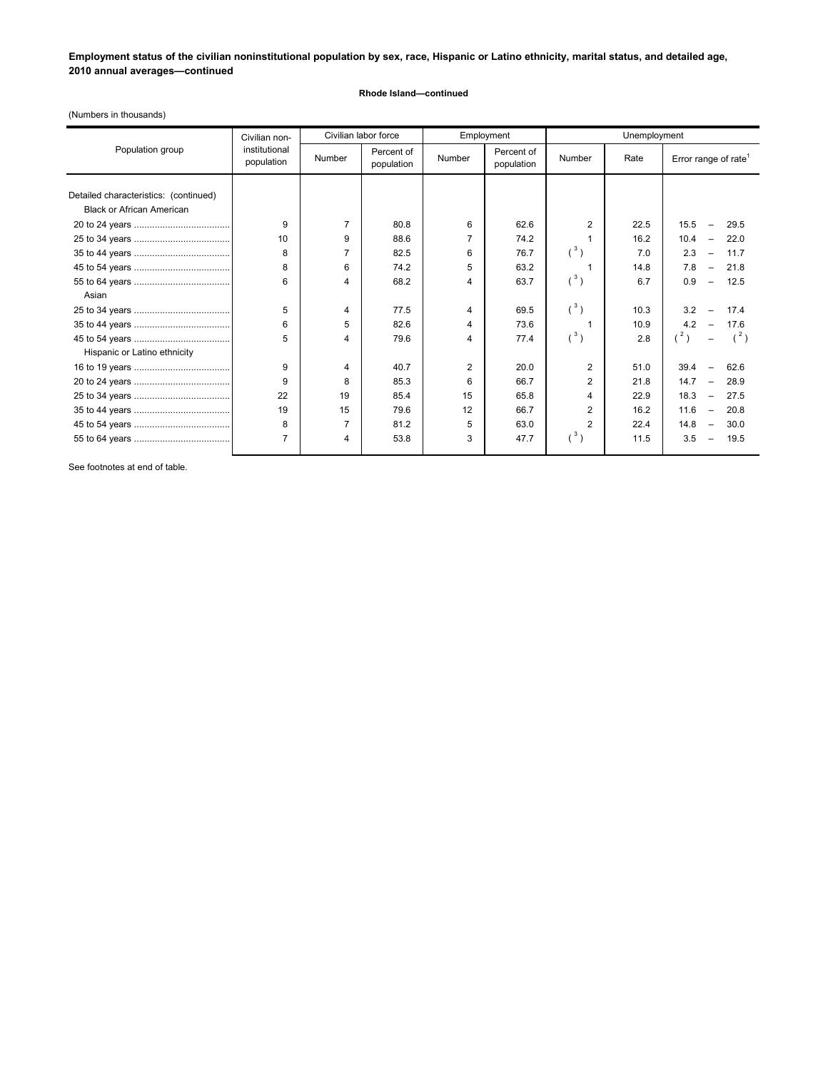**Employment status of the civilian noninstitutional population by sex, race, Hispanic or Latino ethnicity, marital status, and detailed age, 2010 annual averages—continued**

**Rhode Island—continued**

(Numbers in thousands)

| Population group | Civilian non-institutional population | Civilian labor force | | Employment | | Unemployment | | |
|---|---|---|---|---|---|---|---|---|
| | | Number | Percent of population | Number | Percent of population | Number | Rate | Error range of rate[1] |
| Detailed characteristics: (continued) | | | | | | | | |
| Black or African American | | | | | | | | |
| 20 to 24 years | 9 | 7 | 80.8 | 6 | 62.6 | 2 | 22.5 | 15.5 – 29.5 |
| 25 to 34 years | 10 | 9 | 88.6 | 7 | 74.2 | 1 | 16.2 | 10.4 – 22.0 |
| 35 to 44 years | 8 | 7 | 82.5 | 6 | 76.7 | ([3]) | 7.0 | 2.3 – 11.7 |
| 45 to 54 years | 8 | 6 | 74.2 | 5 | 63.2 | 1 | 14.8 | 7.8 – 21.8 |
| 55 to 64 years | 6 | 4 | 68.2 | 4 | 63.7 | ([3]) | 6.7 | 0.9 – 12.5 |
| Asian | | | | | | | | |
| 25 to 34 years | 5 | 4 | 77.5 | 4 | 69.5 | ([3]) | 10.3 | 3.2 – 17.4 |
| 35 to 44 years | 6 | 5 | 82.6 | 4 | 73.6 | 1 | 10.9 | 4.2 – 17.6 |
| 45 to 54 years | 5 | 4 | 79.6 | 4 | 77.4 | ([3]) | 2.8 | ([2]) – ([2]) |
| Hispanic or Latino ethnicity | | | | | | | | |
| 16 to 19 years | 9 | 4 | 40.7 | 2 | 20.0 | 2 | 51.0 | 39.4 – 62.6 |
| 20 to 24 years | 9 | 8 | 85.3 | 6 | 66.7 | 2 | 21.8 | 14.7 – 28.9 |
| 25 to 34 years | 22 | 19 | 85.4 | 15 | 65.8 | 4 | 22.9 | 18.3 – 27.5 |
| 35 to 44 years | 19 | 15 | 79.6 | 12 | 66.7 | 2 | 16.2 | 11.6 – 20.8 |
| 45 to 54 years | 8 | 7 | 81.2 | 5 | 63.0 | 2 | 22.4 | 14.8 – 30.0 |
| 55 to 64 years | 7 | 4 | 53.8 | 3 | 47.7 | ([3]) | 11.5 | 3.5 – 19.5 |

See footnotes at end of table.